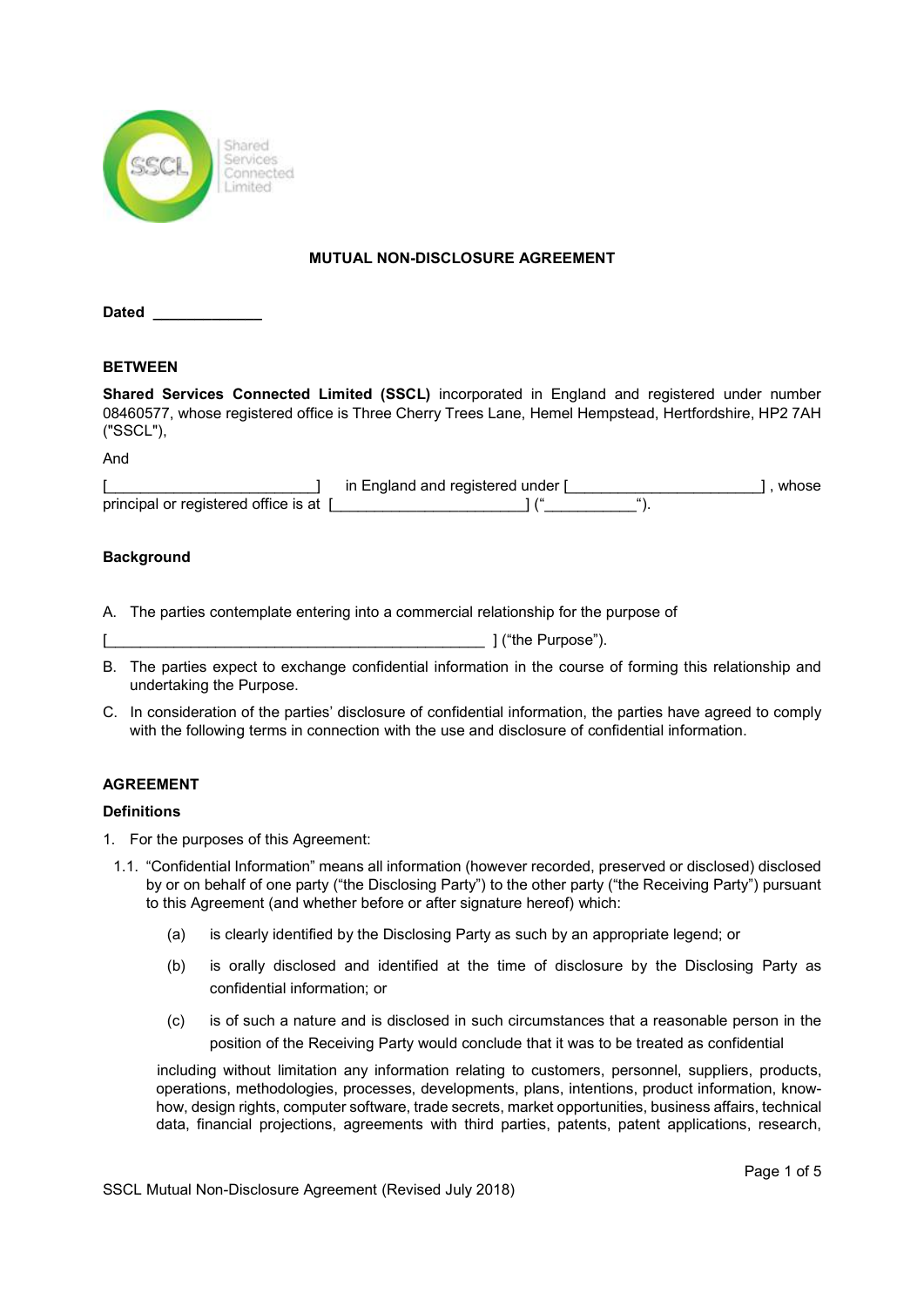**MUTUAL NON-DISCLOSURE AGREEMENT**

**Dated** _____________

**BETWEEN**

**Shared Services Connected Limited (SSCL)** incorporated in England and registered under number 08460577, whose registered office is Three Cherry Trees Lane, Hemel Hempstead, Hertfordshire, HP2 7AH ("SSCL"),

And

[_________________________] in England and registered under [_______________________] , whose principal or registered office is at [_______________________] ("___________").

**Background**

A. The parties contemplate entering into a commercial relationship for the purpose of

[_______________________________________________] ("the Purpose").

B. The parties expect to exchange confidential information in the course of forming this relationship and undertaking the Purpose.

C. In consideration of the parties' disclosure of confidential information, the parties have agreed to comply with the following terms in connection with the use and disclosure of confidential information.

**AGREEMENT**

**Definitions**

1. For the purposes of this Agreement:

1.1. "Confidential Information" means all information (however recorded, preserved or disclosed) disclosed by or on behalf of one party ("the Disclosing Party") to the other party ("the Receiving Party") pursuant to this Agreement (and whether before or after signature hereof) which:

(a) is clearly identified by the Disclosing Party as such by an appropriate legend; or

(b) is orally disclosed and identified at the time of disclosure by the Disclosing Party as confidential information; or

(c) is of such a nature and is disclosed in such circumstances that a reasonable person in the position of the Receiving Party would conclude that it was to be treated as confidential

including without limitation any information relating to customers, personnel, suppliers, products, operations, methodologies, processes, developments, plans, intentions, product information, know-how, design rights, computer software, trade secrets, market opportunities, business affairs, technical data, financial projections, agreements with third parties, patents, patent applications, research,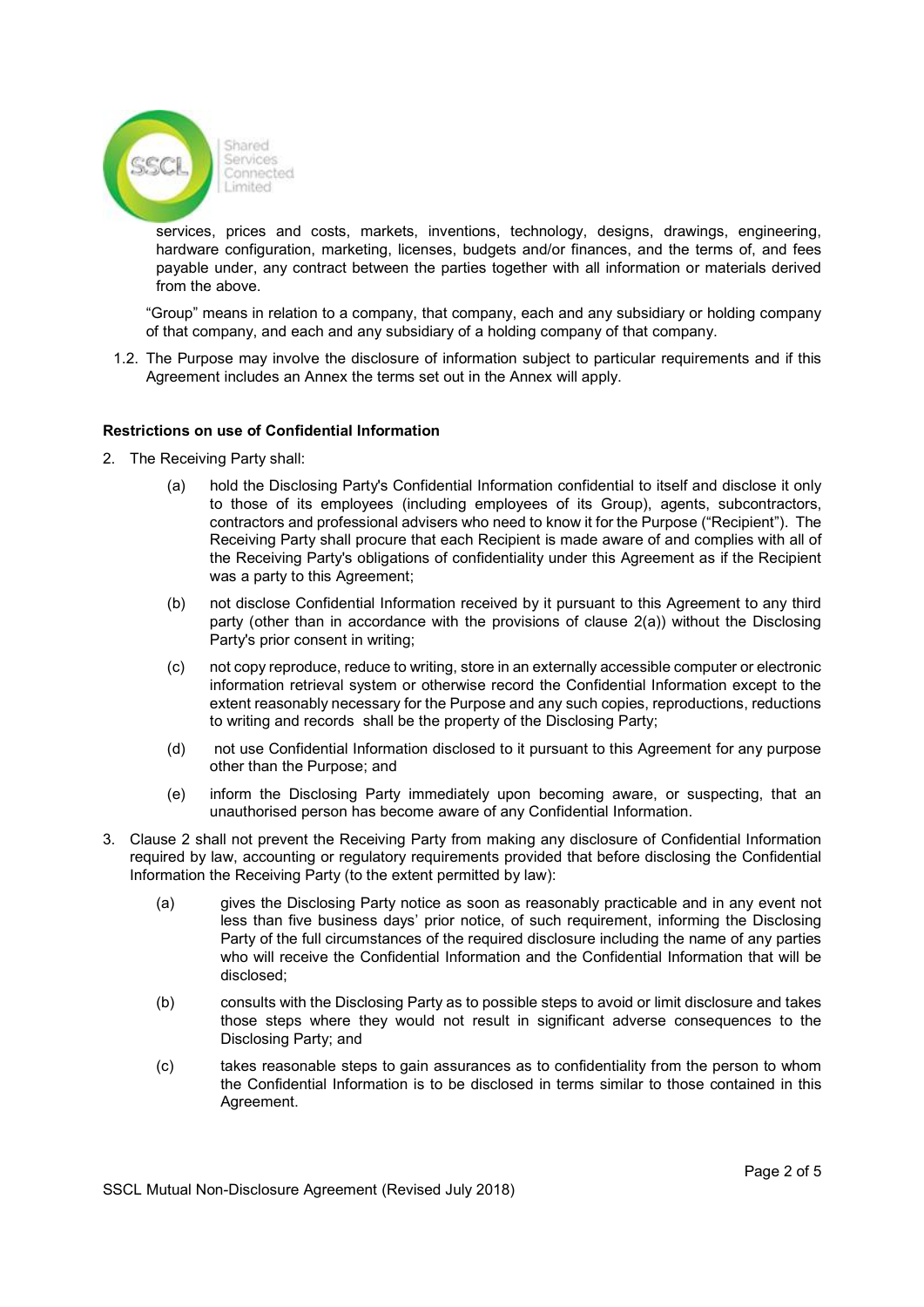services, prices and costs, markets, inventions, technology, designs, drawings, engineering, hardware configuration, marketing, licenses, budgets and/or finances, and the terms of, and fees payable under, any contract between the parties together with all information or materials derived from the above.

"Group" means in relation to a company, that company, each and any subsidiary or holding company of that company, and each and any subsidiary of a holding company of that company.

1.2. The Purpose may involve the disclosure of information subject to particular requirements and if this Agreement includes an Annex the terms set out in the Annex will apply.

**Restrictions on use of Confidential Information**

2. The Receiving Party shall:

   (a) hold the Disclosing Party's Confidential Information confidential to itself and disclose it only to those of its employees (including employees of its Group), agents, subcontractors, contractors and professional advisers who need to know it for the Purpose ("Recipient"). The Receiving Party shall procure that each Recipient is made aware of and complies with all of the Receiving Party's obligations of confidentiality under this Agreement as if the Recipient was a party to this Agreement;

   (b) not disclose Confidential Information received by it pursuant to this Agreement to any third party (other than in accordance with the provisions of clause 2(a)) without the Disclosing Party's prior consent in writing;

   (c) not copy reproduce, reduce to writing, store in an externally accessible computer or electronic information retrieval system or otherwise record the Confidential Information except to the extent reasonably necessary for the Purpose and any such copies, reproductions, reductions to writing and records shall be the property of the Disclosing Party;

   (d) not use Confidential Information disclosed to it pursuant to this Agreement for any purpose other than the Purpose; and

   (e) inform the Disclosing Party immediately upon becoming aware, or suspecting, that an unauthorised person has become aware of any Confidential Information.

3. Clause 2 shall not prevent the Receiving Party from making any disclosure of Confidential Information required by law, accounting or regulatory requirements provided that before disclosing the Confidential Information the Receiving Party (to the extent permitted by law):

   (a) gives the Disclosing Party notice as soon as reasonably practicable and in any event not less than five business days' prior notice, of such requirement, informing the Disclosing Party of the full circumstances of the required disclosure including the name of any parties who will receive the Confidential Information and the Confidential Information that will be disclosed;

   (b) consults with the Disclosing Party as to possible steps to avoid or limit disclosure and takes those steps where they would not result in significant adverse consequences to the Disclosing Party; and

   (c) takes reasonable steps to gain assurances as to confidentiality from the person to whom the Confidential Information is to be disclosed in terms similar to those contained in this Agreement.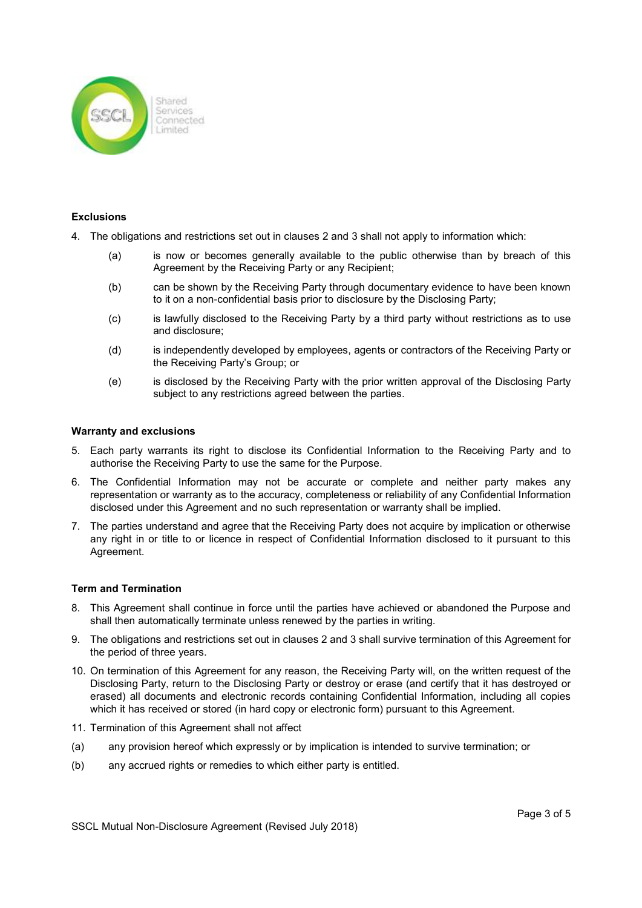**Exclusions**

4. The obligations and restrictions set out in clauses 2 and 3 shall not apply to information which:

   (a) is now or becomes generally available to the public otherwise than by breach of this Agreement by the Receiving Party or any Recipient;

   (b) can be shown by the Receiving Party through documentary evidence to have been known to it on a non-confidential basis prior to disclosure by the Disclosing Party;

   (c) is lawfully disclosed to the Receiving Party by a third party without restrictions as to use and disclosure;

   (d) is independently developed by employees, agents or contractors of the Receiving Party or the Receiving Party's Group; or

   (e) is disclosed by the Receiving Party with the prior written approval of the Disclosing Party subject to any restrictions agreed between the parties.

**Warranty and exclusions**

5. Each party warrants its right to disclose its Confidential Information to the Receiving Party and to authorise the Receiving Party to use the same for the Purpose.

6. The Confidential Information may not be accurate or complete and neither party makes any representation or warranty as to the accuracy, completeness or reliability of any Confidential Information disclosed under this Agreement and no such representation or warranty shall be implied.

7. The parties understand and agree that the Receiving Party does not acquire by implication or otherwise any right in or title to or licence in respect of Confidential Information disclosed to it pursuant to this Agreement.

**Term and Termination**

8. This Agreement shall continue in force until the parties have achieved or abandoned the Purpose and shall then automatically terminate unless renewed by the parties in writing.

9. The obligations and restrictions set out in clauses 2 and 3 shall survive termination of this Agreement for the period of three years.

10. On termination of this Agreement for any reason, the Receiving Party will, on the written request of the Disclosing Party, return to the Disclosing Party or destroy or erase (and certify that it has destroyed or erased) all documents and electronic records containing Confidential Information, including all copies which it has received or stored (in hard copy or electronic form) pursuant to this Agreement.

11. Termination of this Agreement shall not affect

(a) any provision hereof which expressly or by implication is intended to survive termination; or

(b) any accrued rights or remedies to which either party is entitled.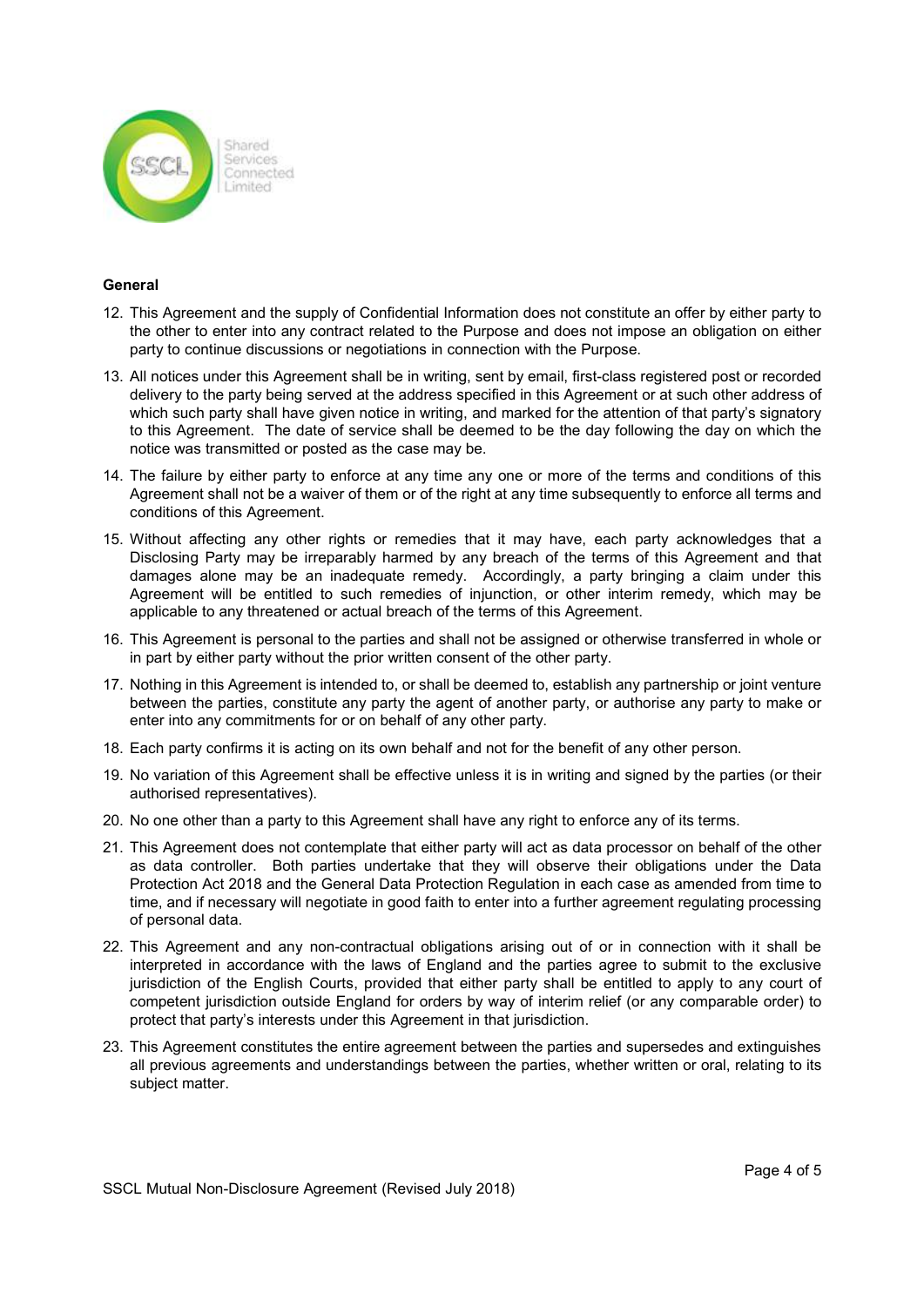**General**

12. This Agreement and the supply of Confidential Information does not constitute an offer by either party to the other to enter into any contract related to the Purpose and does not impose an obligation on either party to continue discussions or negotiations in connection with the Purpose.

13. All notices under this Agreement shall be in writing, sent by email, first-class registered post or recorded delivery to the party being served at the address specified in this Agreement or at such other address of which such party shall have given notice in writing, and marked for the attention of that party's signatory to this Agreement. The date of service shall be deemed to be the day following the day on which the notice was transmitted or posted as the case may be.

14. The failure by either party to enforce at any time any one or more of the terms and conditions of this Agreement shall not be a waiver of them or of the right at any time subsequently to enforce all terms and conditions of this Agreement.

15. Without affecting any other rights or remedies that it may have, each party acknowledges that a Disclosing Party may be irreparably harmed by any breach of the terms of this Agreement and that damages alone may be an inadequate remedy. Accordingly, a party bringing a claim under this Agreement will be entitled to such remedies of injunction, or other interim remedy, which may be applicable to any threatened or actual breach of the terms of this Agreement.

16. This Agreement is personal to the parties and shall not be assigned or otherwise transferred in whole or in part by either party without the prior written consent of the other party.

17. Nothing in this Agreement is intended to, or shall be deemed to, establish any partnership or joint venture between the parties, constitute any party the agent of another party, or authorise any party to make or enter into any commitments for or on behalf of any other party.

18. Each party confirms it is acting on its own behalf and not for the benefit of any other person.

19. No variation of this Agreement shall be effective unless it is in writing and signed by the parties (or their authorised representatives).

20. No one other than a party to this Agreement shall have any right to enforce any of its terms.

21. This Agreement does not contemplate that either party will act as data processor on behalf of the other as data controller. Both parties undertake that they will observe their obligations under the Data Protection Act 2018 and the General Data Protection Regulation in each case as amended from time to time, and if necessary will negotiate in good faith to enter into a further agreement regulating processing of personal data.

22. This Agreement and any non-contractual obligations arising out of or in connection with it shall be interpreted in accordance with the laws of England and the parties agree to submit to the exclusive jurisdiction of the English Courts, provided that either party shall be entitled to apply to any court of competent jurisdiction outside England for orders by way of interim relief (or any comparable order) to protect that party's interests under this Agreement in that jurisdiction.

23. This Agreement constitutes the entire agreement between the parties and supersedes and extinguishes all previous agreements and understandings between the parties, whether written or oral, relating to its subject matter.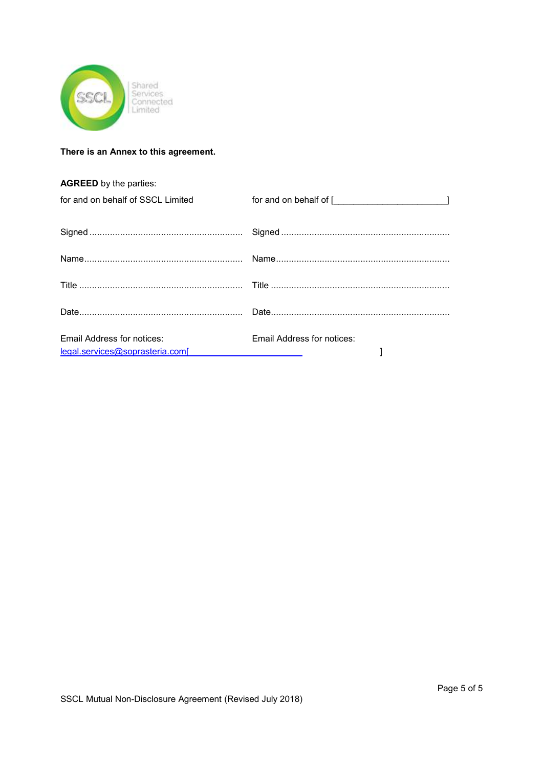**There is an Annex to this agreement.**

**AGREED** by the parties:

| for and on behalf of SSCL Limited | for and on behalf of [_______________________] |
|---|---|
| Signed ........................................................... | Signed ................................................................. |
| Name............................................................ | Name................................................................... |
| Title .............................................................. | Title ..................................................................... |
| Date.............................................................. | Date..................................................................... |
| Email Address for notices: legal.services@soprasteria.com | Email Address for notices: [                                        ] |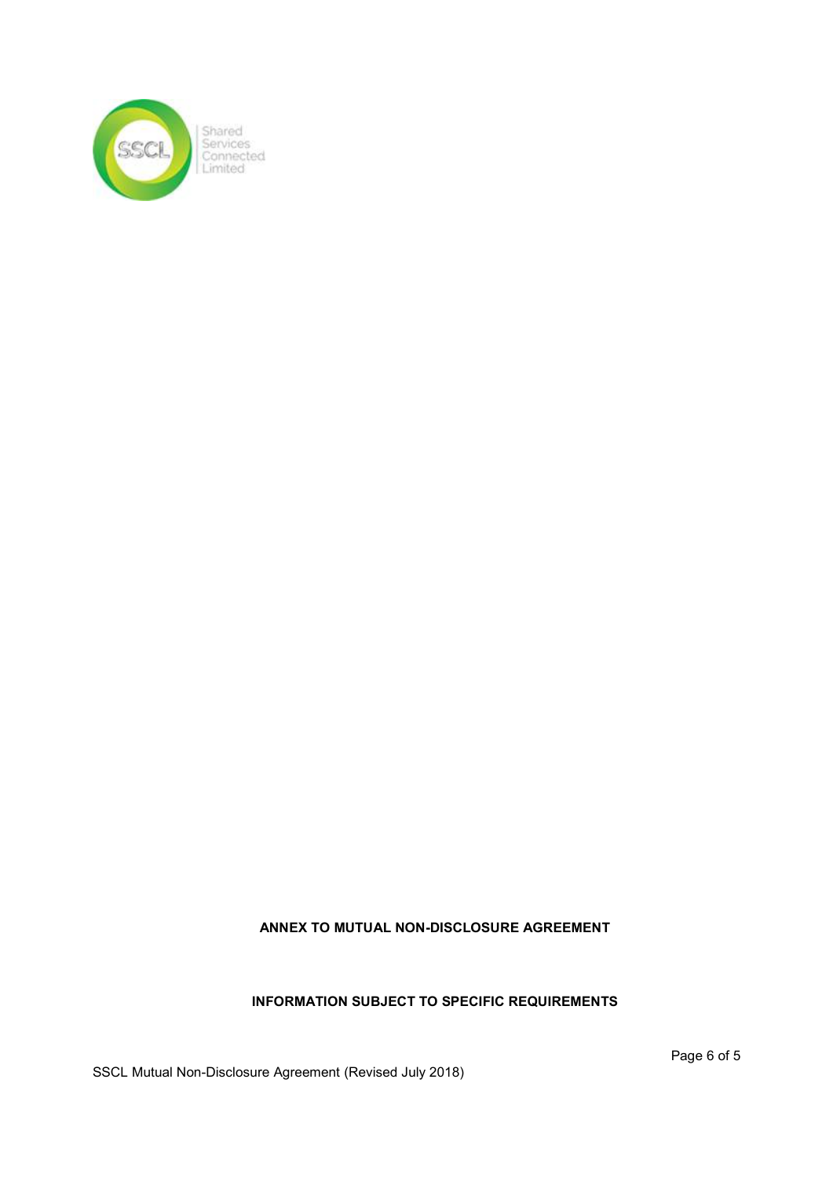**ANNEX TO MUTUAL NON-DISCLOSURE AGREEMENT**

**INFORMATION SUBJECT TO SPECIFIC REQUIREMENTS**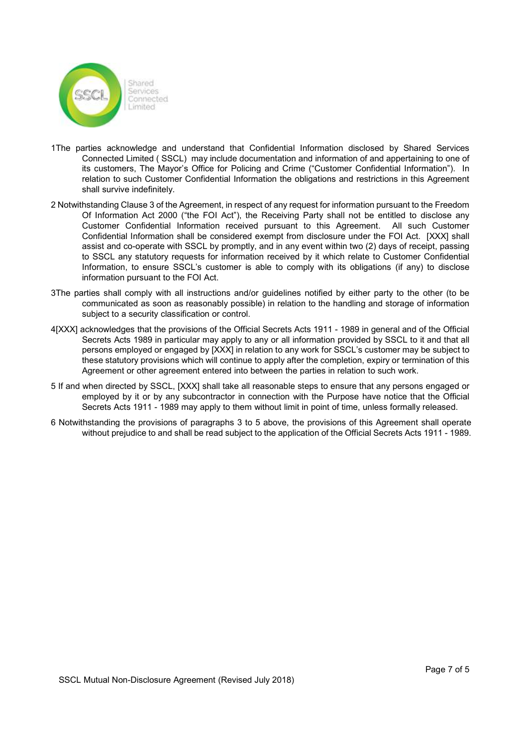1 The parties acknowledge and understand that Confidential Information disclosed by Shared Services Connected Limited ( SSCL) may include documentation and information of and appertaining to one of its customers, The Mayor's Office for Policing and Crime ("Customer Confidential Information"). In relation to such Customer Confidential Information the obligations and restrictions in this Agreement shall survive indefinitely.

2 Notwithstanding Clause 3 of the Agreement, in respect of any request for information pursuant to the Freedom Of Information Act 2000 ("the FOI Act"), the Receiving Party shall not be entitled to disclose any Customer Confidential Information received pursuant to this Agreement. All such Customer Confidential Information shall be considered exempt from disclosure under the FOI Act. [XXX] shall assist and co-operate with SSCL by promptly, and in any event within two (2) days of receipt, passing to SSCL any statutory requests for information received by it which relate to Customer Confidential Information, to ensure SSCL's customer is able to comply with its obligations (if any) to disclose information pursuant to the FOI Act.

3 The parties shall comply with all instructions and/or guidelines notified by either party to the other (to be communicated as soon as reasonably possible) in relation to the handling and storage of information subject to a security classification or control.

4 [XXX] acknowledges that the provisions of the Official Secrets Acts 1911 - 1989 in general and of the Official Secrets Acts 1989 in particular may apply to any or all information provided by SSCL to it and that all persons employed or engaged by [XXX] in relation to any work for SSCL's customer may be subject to these statutory provisions which will continue to apply after the completion, expiry or termination of this Agreement or other agreement entered into between the parties in relation to such work.

5 If and when directed by SSCL, [XXX] shall take all reasonable steps to ensure that any persons engaged or employed by it or by any subcontractor in connection with the Purpose have notice that the Official Secrets Acts 1911 - 1989 may apply to them without limit in point of time, unless formally released.

6 Notwithstanding the provisions of paragraphs 3 to 5 above, the provisions of this Agreement shall operate without prejudice to and shall be read subject to the application of the Official Secrets Acts 1911 - 1989.